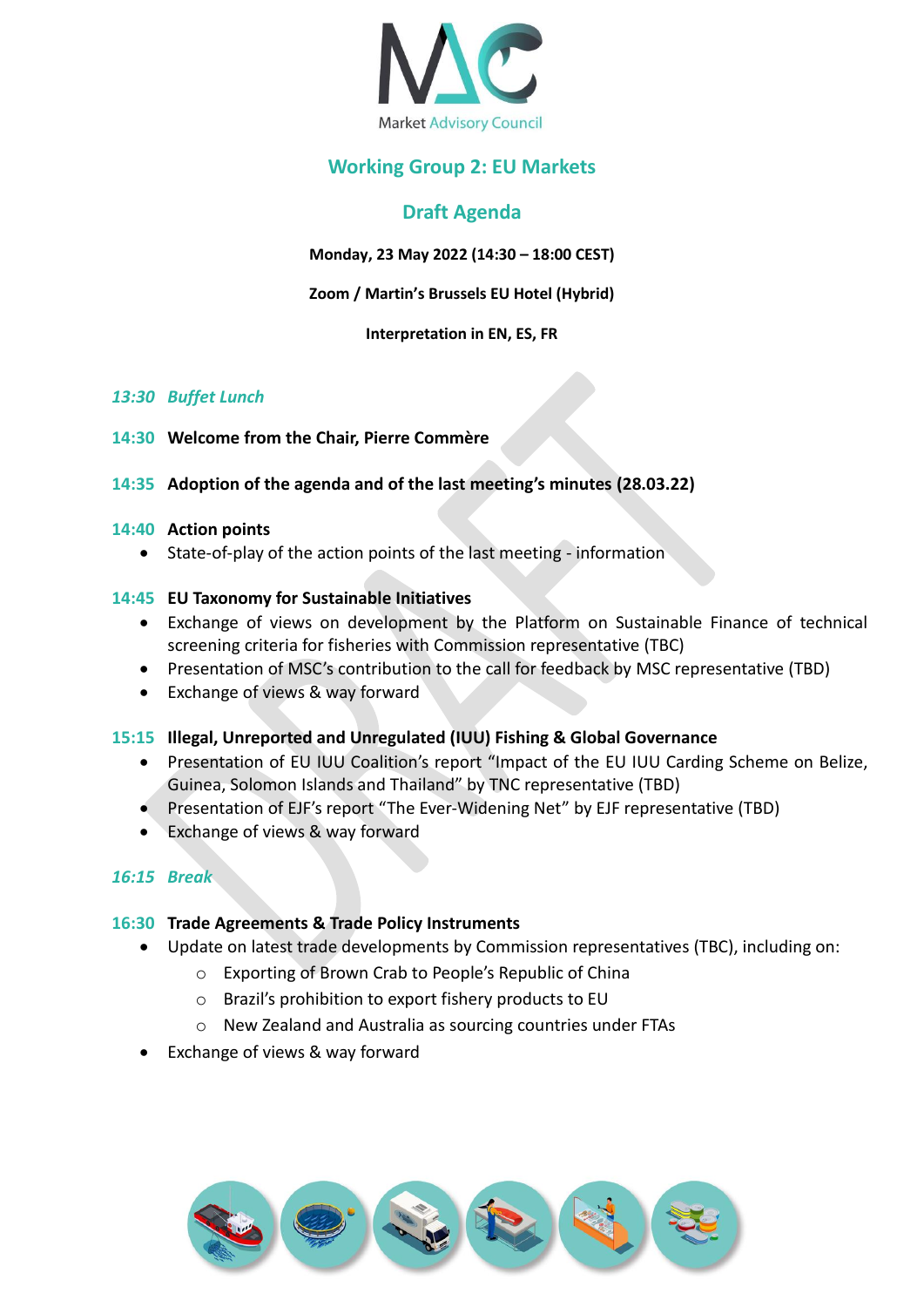Market Advisory Council

# Working Group 2: EU Markets

## Draft Agenda

**Monday, 23 May 2022 (14:30 – 18:00 CEST)**

**Zoom / Martin's Brussels EU Hotel (Hybrid)**

**Interpretation in EN, ES, FR**

*13:30 Buffet Lunch*

**14:30 Welcome from the Chair, Pierre Commère**

**14:35 Adoption of the agenda and of the last meeting's minutes (28.03.22)**

**14:40 Action points**

- State-of-play of the action points of the last meeting - information

**14:45 EU Taxonomy for Sustainable Initiatives**

- Exchange of views on development by the Platform on Sustainable Finance of technical screening criteria for fisheries with Commission representative (TBC)
- Presentation of MSC's contribution to the call for feedback by MSC representative (TBD)
- Exchange of views & way forward

**15:15 Illegal, Unreported and Unregulated (IUU) Fishing & Global Governance**

- Presentation of EU IUU Coalition's report "Impact of the EU IUU Carding Scheme on Belize, Guinea, Solomon Islands and Thailand" by TNC representative (TBD)
- Presentation of EJF's report "The Ever-Widening Net" by EJF representative (TBD)
- Exchange of views & way forward

*16:15 Break*

**16:30 Trade Agreements & Trade Policy Instruments**

- Update on latest trade developments by Commission representatives (TBC), including on:
  - Exporting of Brown Crab to People's Republic of China
  - Brazil's prohibition to export fishery products to EU
  - New Zealand and Australia as sourcing countries under FTAs
- Exchange of views & way forward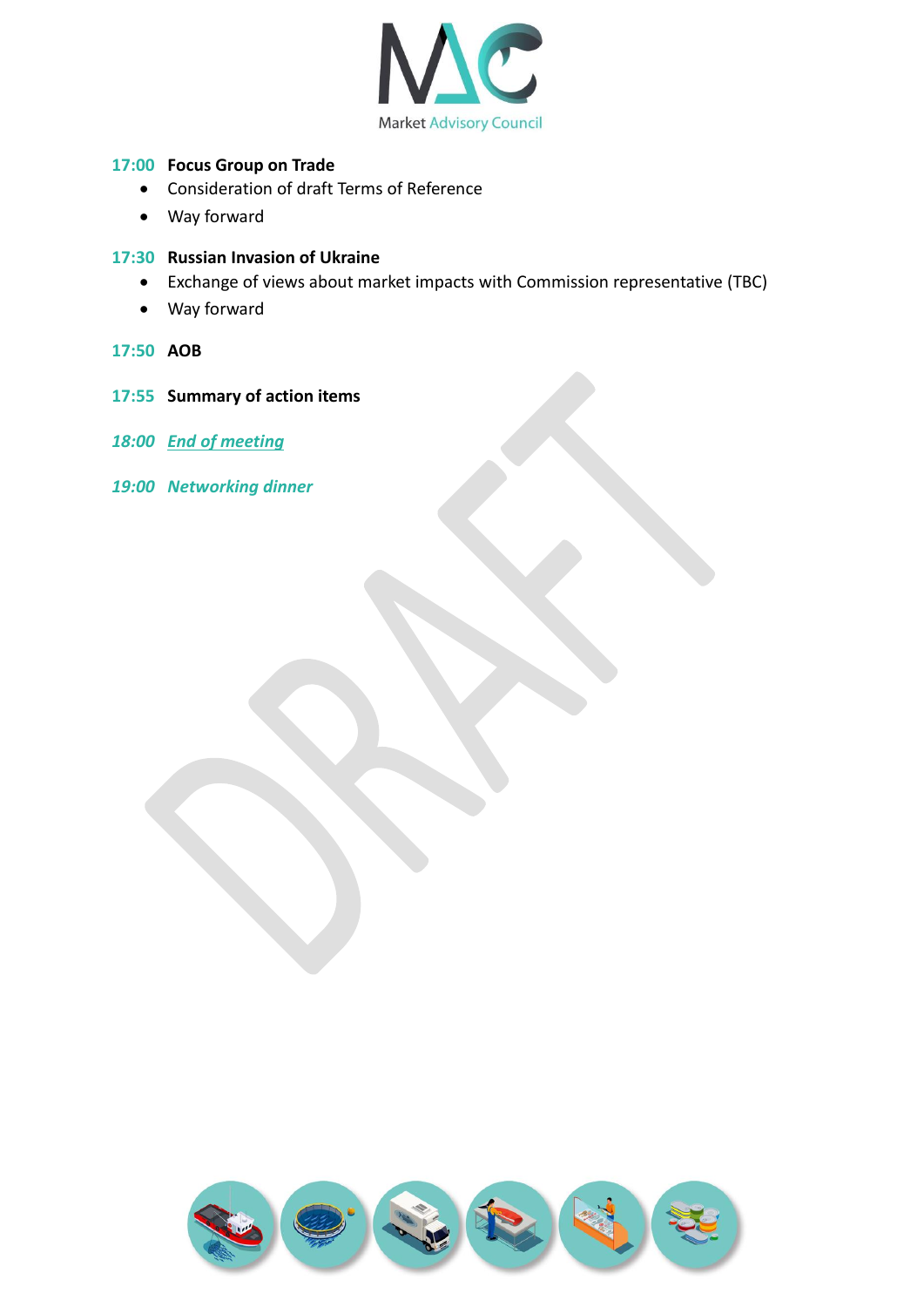**17:00 Focus Group on Trade**

- Consideration of draft Terms of Reference
- Way forward

**17:30 Russian Invasion of Ukraine**

- Exchange of views about market impacts with Commission representative (TBC)
- Way forward

**17:50 AOB**

**17:55 Summary of action items**

*18:00 End of meeting*

*19:00 Networking dinner*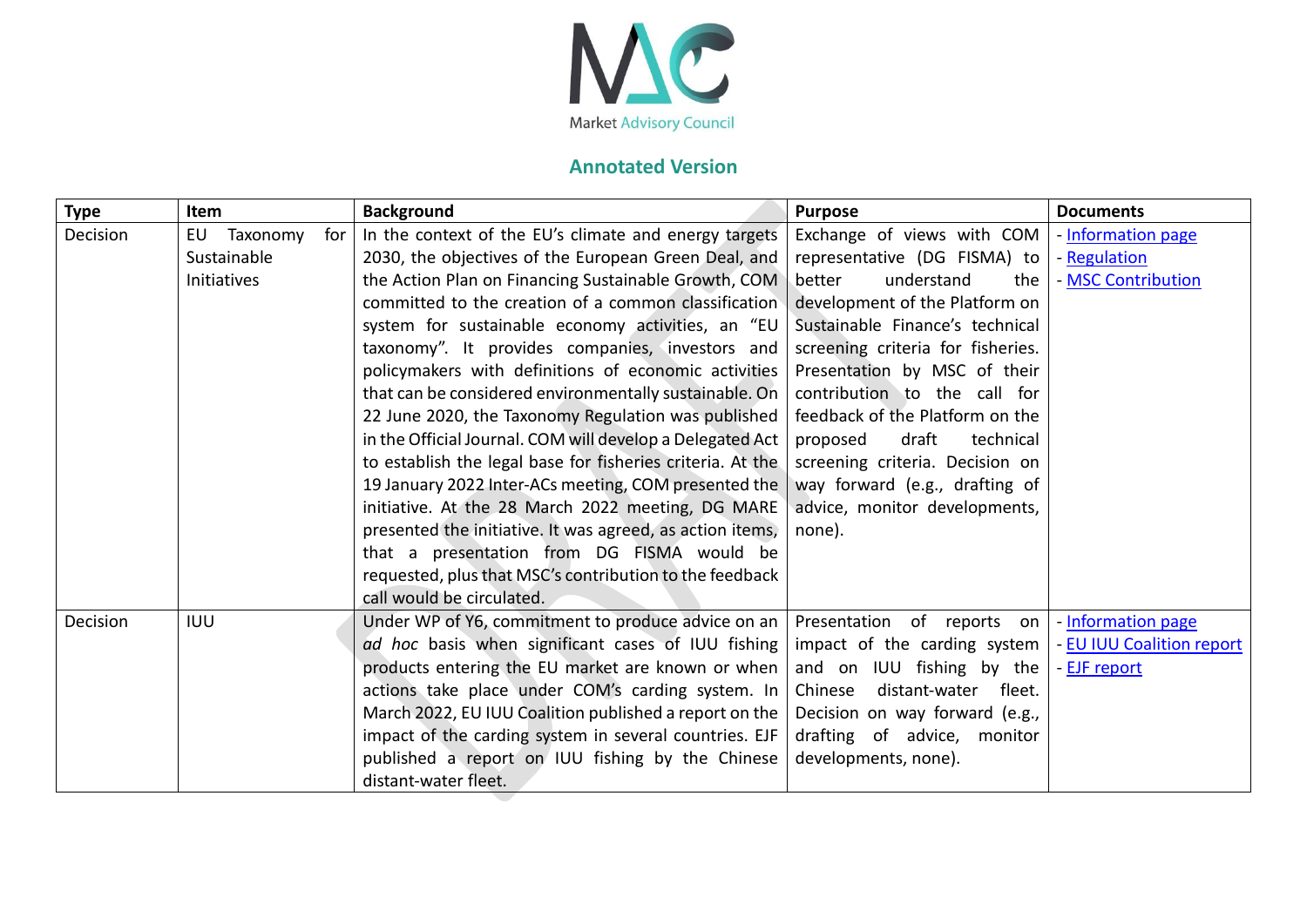Market Advisory Council

## Annotated Version

| Type | Item | Background | Purpose | Documents |
|---|---|---|---|---|
| Decision | EU Taxonomy for Sustainable Initiatives | In the context of the EU's climate and energy targets 2030, the objectives of the European Green Deal, and the Action Plan on Financing Sustainable Growth, COM committed to the creation of a common classification system for sustainable economy activities, an "EU taxonomy". It provides companies, investors and policymakers with definitions of economic activities that can be considered environmentally sustainable. On 22 June 2020, the Taxonomy Regulation was published in the Official Journal. COM will develop a Delegated Act to establish the legal base for fisheries criteria. At the 19 January 2022 Inter-ACs meeting, COM presented the initiative. At the 28 March 2022 meeting, DG MARE presented the initiative. It was agreed, as action items, that a presentation from DG FISMA would be requested, plus that MSC's contribution to the feedback call would be circulated. | Exchange of views with COM representative (DG FISMA) to better understand the development of the Platform on Sustainable Finance's technical screening criteria for fisheries. Presentation by MSC of their contribution to the call for feedback of the Platform on the proposed draft technical screening criteria. Decision on way forward (e.g., drafting of advice, monitor developments, none). | - Information page<br>- Regulation<br>- MSC Contribution |
| Decision | IUU | Under WP of Y6, commitment to produce advice on an *ad hoc* basis when significant cases of IUU fishing products entering the EU market are known or when actions take place under COM's carding system. In March 2022, EU IUU Coalition published a report on the impact of the carding system in several countries. EJF published a report on IUU fishing by the Chinese distant-water fleet. | Presentation of reports on impact of the carding system and on IUU fishing by the Chinese distant-water fleet. Decision on way forward (e.g., drafting of advice, monitor developments, none). | - Information page<br>- EU IUU Coalition report<br>- EJF report |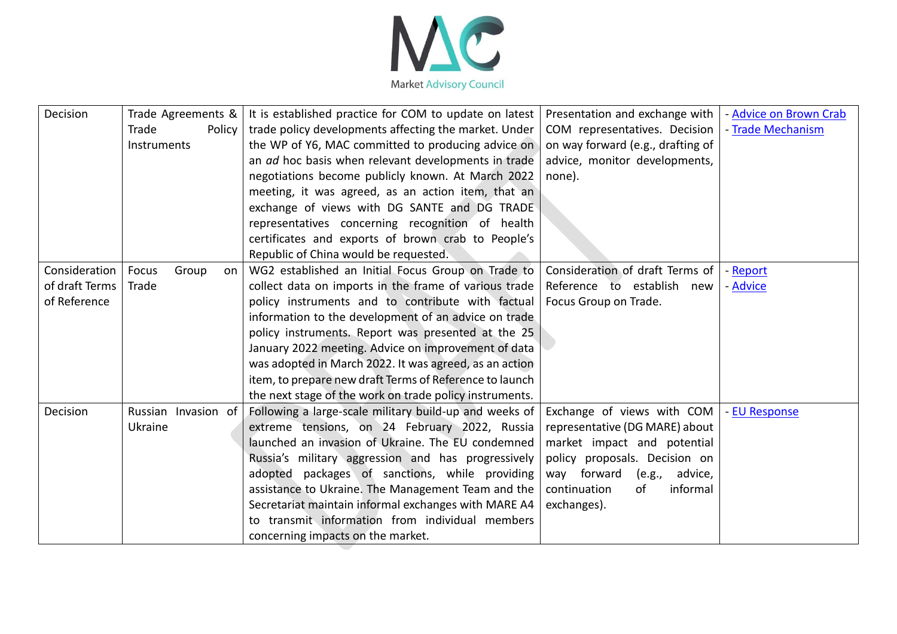| | | | | |
|---|---|---|---|---|
| Decision | Trade Agreements & Trade Policy Instruments | It is established practice for COM to update on latest trade policy developments affecting the market. Under the WP of Y6, MAC committed to producing advice on an *ad* hoc basis when relevant developments in trade negotiations become publicly known. At March 2022 meeting, it was agreed, as an action item, that an exchange of views with DG SANTE and DG TRADE representatives concerning recognition of health certificates and exports of brown crab to People's Republic of China would be requested. | Presentation and exchange with COM representatives. Decision on way forward (e.g., drafting of advice, monitor developments, none). | - Advice on Brown Crab<br>- Trade Mechanism |
| Consideration of draft Terms of Reference | Focus Group on Trade | WG2 established an Initial Focus Group on Trade to collect data on imports in the frame of various trade policy instruments and to contribute with factual information to the development of an advice on trade policy instruments. Report was presented at the 25 January 2022 meeting. Advice on improvement of data was adopted in March 2022. It was agreed, as an action item, to prepare new draft Terms of Reference to launch the next stage of the work on trade policy instruments. | Consideration of draft Terms of Reference to establish new Focus Group on Trade. | - Report<br>- Advice |
| Decision | Russian Invasion of Ukraine | Following a large-scale military build-up and weeks of extreme tensions, on 24 February 2022, Russia launched an invasion of Ukraine. The EU condemned Russia's military aggression and has progressively adopted packages of sanctions, while providing assistance to Ukraine. The Management Team and the Secretariat maintain informal exchanges with MARE A4 to transmit information from individual members concerning impacts on the market. | Exchange of views with COM representative (DG MARE) about market impact and potential policy proposals. Decision on way forward (e.g., advice, continuation of informal exchanges). | - EU Response |